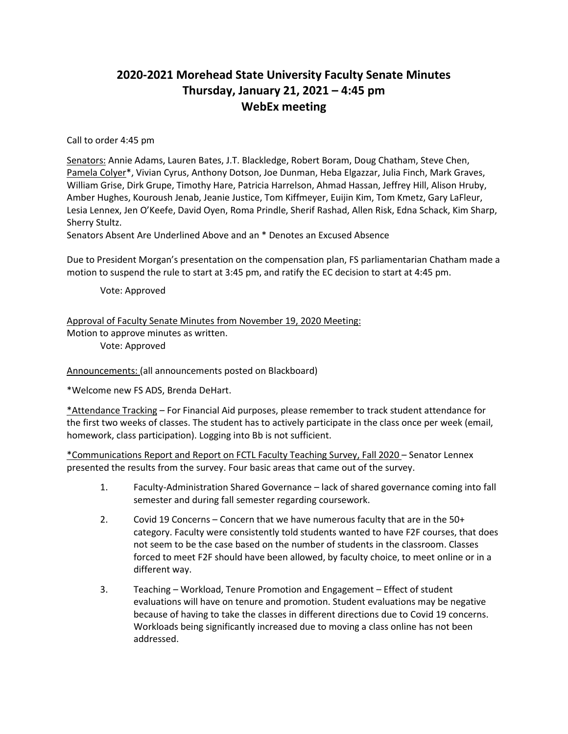# 2020-2021 Morehead State University Faculty Senate Minutes
## Thursday, January 21, 2021 – 4:45 pm
## WebEx meeting

Call to order 4:45 pm

Senators: Annie Adams, Lauren Bates, J.T. Blackledge, Robert Boram, Doug Chatham, Steve Chen, Pamela Colyer*, Vivian Cyrus, Anthony Dotson, Joe Dunman, Heba Elgazzar, Julia Finch, Mark Graves, William Grise, Dirk Grupe, Timothy Hare, Patricia Harrelson, Ahmad Hassan, Jeffrey Hill, Alison Hruby, Amber Hughes, Kouroush Jenab, Jeanie Justice, Tom Kiffmeyer, Euijin Kim, Tom Kmetz, Gary LaFleur, Lesia Lennex, Jen O'Keefe, David Oyen, Roma Prindle, Sherif Rashad, Allen Risk, Edna Schack, Kim Sharp, Sherry Stultz.

Senators Absent Are Underlined Above and an * Denotes an Excused Absence

Due to President Morgan's presentation on the compensation plan, FS parliamentarian Chatham made a motion to suspend the rule to start at 3:45 pm, and ratify the EC decision to start at 4:45 pm.

Vote: Approved

Approval of Faculty Senate Minutes from November 19, 2020 Meeting:
Motion to approve minutes as written.

Vote: Approved

Announcements: (all announcements posted on Blackboard)

*Welcome new FS ADS, Brenda DeHart.

*Attendance Tracking – For Financial Aid purposes, please remember to track student attendance for the first two weeks of classes. The student has to actively participate in the class once per week (email, homework, class participation). Logging into Bb is not sufficient.

*Communications Report and Report on FCTL Faculty Teaching Survey, Fall 2020 – Senator Lennex presented the results from the survey. Four basic areas that came out of the survey.

1. Faculty-Administration Shared Governance – lack of shared governance coming into fall semester and during fall semester regarding coursework.
2. Covid 19 Concerns – Concern that we have numerous faculty that are in the 50+ category. Faculty were consistently told students wanted to have F2F courses, that does not seem to be the case based on the number of students in the classroom. Classes forced to meet F2F should have been allowed, by faculty choice, to meet online or in a different way.
3. Teaching – Workload, Tenure Promotion and Engagement – Effect of student evaluations will have on tenure and promotion. Student evaluations may be negative because of having to take the classes in different directions due to Covid 19 concerns. Workloads being significantly increased due to moving a class online has not been addressed.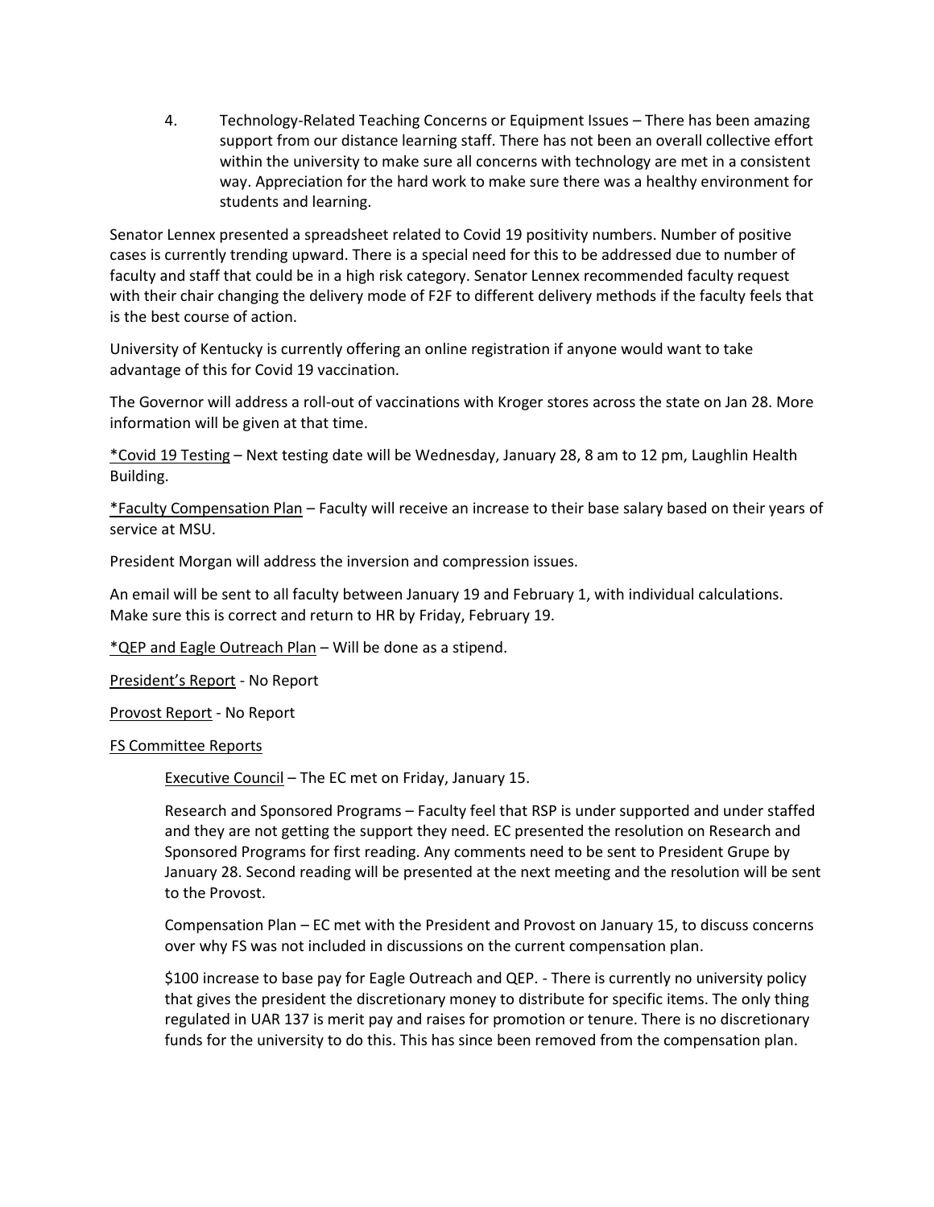4. Technology-Related Teaching Concerns or Equipment Issues – There has been amazing support from our distance learning staff. There has not been an overall collective effort within the university to make sure all concerns with technology are met in a consistent way. Appreciation for the hard work to make sure there was a healthy environment for students and learning.

Senator Lennex presented a spreadsheet related to Covid 19 positivity numbers. Number of positive cases is currently trending upward. There is a special need for this to be addressed due to number of faculty and staff that could be in a high risk category. Senator Lennex recommended faculty request with their chair changing the delivery mode of F2F to different delivery methods if the faculty feels that is the best course of action.

University of Kentucky is currently offering an online registration if anyone would want to take advantage of this for Covid 19 vaccination.

The Governor will address a roll-out of vaccinations with Kroger stores across the state on Jan 28. More information will be given at that time.

*<u>Covid 19 Testing</u> – Next testing date will be Wednesday, January 28, 8 am to 12 pm, Laughlin Health Building.

*<u>Faculty Compensation Plan</u> – Faculty will receive an increase to their base salary based on their years of service at MSU.

President Morgan will address the inversion and compression issues.

An email will be sent to all faculty between January 19 and February 1, with individual calculations. Make sure this is correct and return to HR by Friday, February 19.

*<u>QEP and Eagle Outreach Plan</u> – Will be done as a stipend.

<u>President's Report</u> - No Report

<u>Provost Report</u> - No Report

<u>FS Committee Reports</u>

<u>Executive Council</u> – The EC met on Friday, January 15.

Research and Sponsored Programs – Faculty feel that RSP is under supported and under staffed and they are not getting the support they need. EC presented the resolution on Research and Sponsored Programs for first reading. Any comments need to be sent to President Grupe by January 28. Second reading will be presented at the next meeting and the resolution will be sent to the Provost.

Compensation Plan – EC met with the President and Provost on January 15, to discuss concerns over why FS was not included in discussions on the current compensation plan.

$100 increase to base pay for Eagle Outreach and QEP. - There is currently no university policy that gives the president the discretionary money to distribute for specific items. The only thing regulated in UAR 137 is merit pay and raises for promotion or tenure. There is no discretionary funds for the university to do this. This has since been removed from the compensation plan.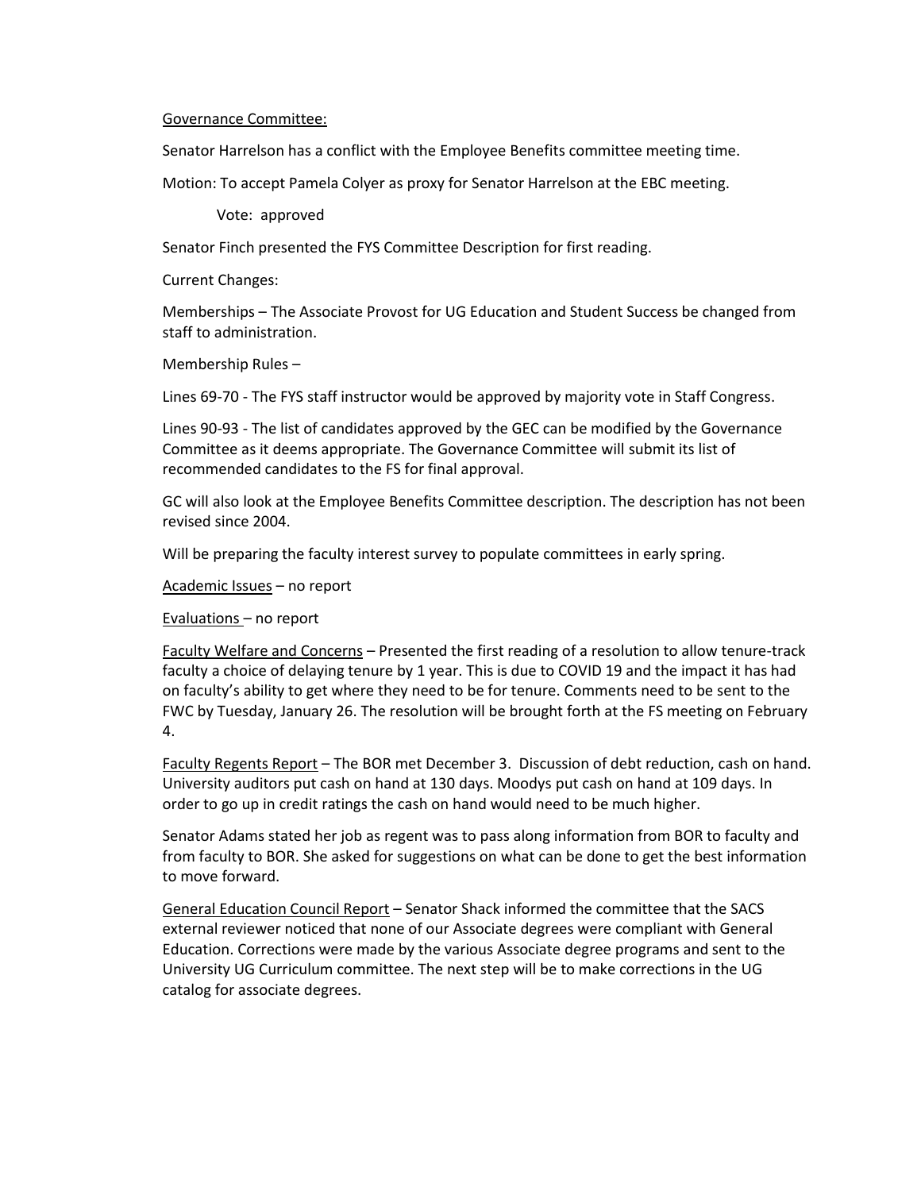Governance Committee:

Senator Harrelson has a conflict with the Employee Benefits committee meeting time.

Motion: To accept Pamela Colyer as proxy for Senator Harrelson at the EBC meeting.

Vote: approved

Senator Finch presented the FYS Committee Description for first reading.

Current Changes:

Memberships – The Associate Provost for UG Education and Student Success be changed from staff to administration.

Membership Rules –

Lines 69-70 - The FYS staff instructor would be approved by majority vote in Staff Congress.

Lines 90-93 - The list of candidates approved by the GEC can be modified by the Governance Committee as it deems appropriate. The Governance Committee will submit its list of recommended candidates to the FS for final approval.

GC will also look at the Employee Benefits Committee description. The description has not been revised since 2004.

Will be preparing the faculty interest survey to populate committees in early spring.

Academic Issues – no report

Evaluations – no report

Faculty Welfare and Concerns – Presented the first reading of a resolution to allow tenure-track faculty a choice of delaying tenure by 1 year. This is due to COVID 19 and the impact it has had on faculty's ability to get where they need to be for tenure. Comments need to be sent to the FWC by Tuesday, January 26. The resolution will be brought forth at the FS meeting on February 4.

Faculty Regents Report – The BOR met December 3. Discussion of debt reduction, cash on hand. University auditors put cash on hand at 130 days. Moodys put cash on hand at 109 days. In order to go up in credit ratings the cash on hand would need to be much higher.

Senator Adams stated her job as regent was to pass along information from BOR to faculty and from faculty to BOR. She asked for suggestions on what can be done to get the best information to move forward.

General Education Council Report – Senator Shack informed the committee that the SACS external reviewer noticed that none of our Associate degrees were compliant with General Education. Corrections were made by the various Associate degree programs and sent to the University UG Curriculum committee. The next step will be to make corrections in the UG catalog for associate degrees.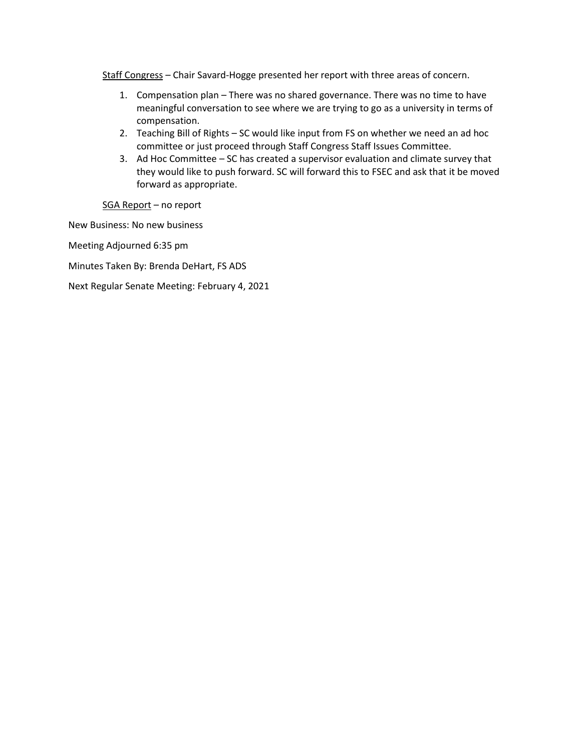<u>Staff Congress</u> – Chair Savard-Hogge presented her report with three areas of concern.

1. Compensation plan – There was no shared governance. There was no time to have meaningful conversation to see where we are trying to go as a university in terms of compensation.
2. Teaching Bill of Rights – SC would like input from FS on whether we need an ad hoc committee or just proceed through Staff Congress Staff Issues Committee.
3. Ad Hoc Committee – SC has created a supervisor evaluation and climate survey that they would like to push forward. SC will forward this to FSEC and ask that it be moved forward as appropriate.

<u>SGA Report</u> – no report

New Business: No new business

Meeting Adjourned 6:35 pm

Minutes Taken By: Brenda DeHart, FS ADS

Next Regular Senate Meeting: February 4, 2021